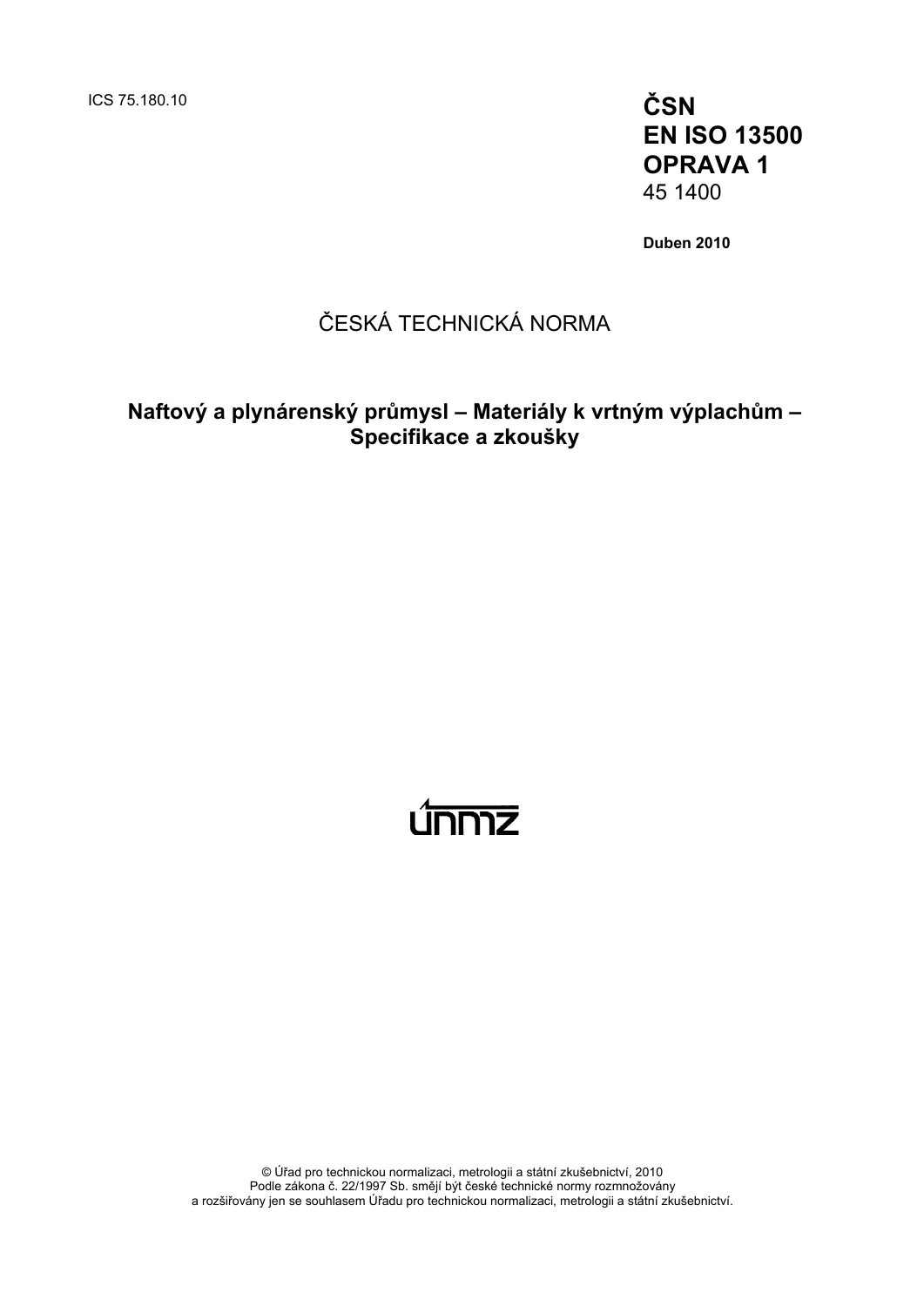ICS 75.180.10

**ČSN**
**EN ISO 13500**
**OPRAVA 1**
45 1400

**Duben 2010**

ČESKÁ TECHNICKÁ NORMA

# Naftový a plynárenský průmysl – Materiály k vrtným výplachům – Specifikace a zkoušky

únmz

© Úřad pro technickou normalizaci, metrologii a státní zkušebnictví, 2010
Podle zákona č. 22/1997 Sb. smějí být české technické normy rozmnožovány
a rozšiřovány jen se souhlasem Úřadu pro technickou normalizaci, metrologii a státní zkušebnictví.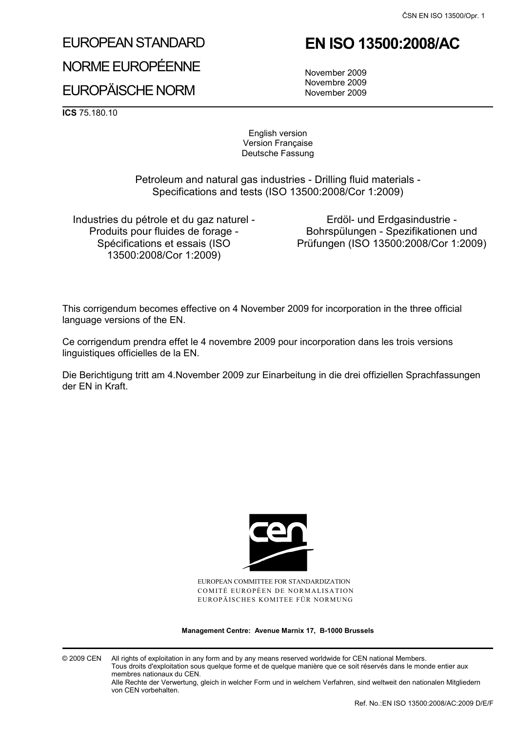# EUROPEAN STANDARD

# NORME EUROPÉENNE

# EUROPÄISCHE NORM

# EN ISO 13500:2008/AC

November 2009
Novembre 2009
November 2009

**ICS** 75.180.10

English version
Version Française
Deutsche Fassung

Petroleum and natural gas industries - Drilling fluid materials - Specifications and tests (ISO 13500:2008/Cor 1:2009)

Industries du pétrole et du gaz naturel - Produits pour fluides de forage - Spécifications et essais (ISO 13500:2008/Cor 1:2009)

Erdöl- und Erdgasindustrie - Bohrspülungen - Spezifikationen und Prüfungen (ISO 13500:2008/Cor 1:2009)

This corrigendum becomes effective on 4 November 2009 for incorporation in the three official language versions of the EN.

Ce corrigendum prendra effet le 4 novembre 2009 pour incorporation dans les trois versions linguistiques officielles de la EN.

Die Berichtigung tritt am 4.November 2009 zur Einarbeitung in die drei offiziellen Sprachfassungen der EN in Kraft.

EUROPEAN COMMITTEE FOR STANDARDIZATION
COMITÉ EUROPÉEN DE NORMALISATION
EUROPÄISCHES KOMITEE FÜR NORMUNG

**Management Centre: Avenue Marnix 17, B-1000 Brussels**

© 2009 CEN All rights of exploitation in any form and by any means reserved worldwide for CEN national Members.
Tous droits d'exploitation sous quelque forme et de quelque manière que ce soit réservés dans le monde entier aux membres nationaux du CEN.
Alle Rechte der Verwertung, gleich in welcher Form und in welchem Verfahren, sind weltweit den nationalen Mitgliedern von CEN vorbehalten.

Ref. No.:EN ISO 13500:2008/AC:2009 D/E/F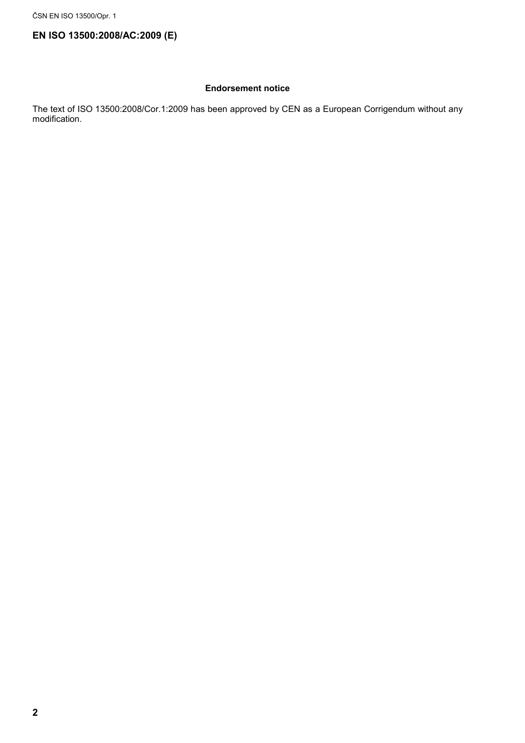**EN ISO 13500:2008/AC:2009 (E)**

**Endorsement notice**

The text of ISO 13500:2008/Cor.1:2009 has been approved by CEN as a European Corrigendum without any modification.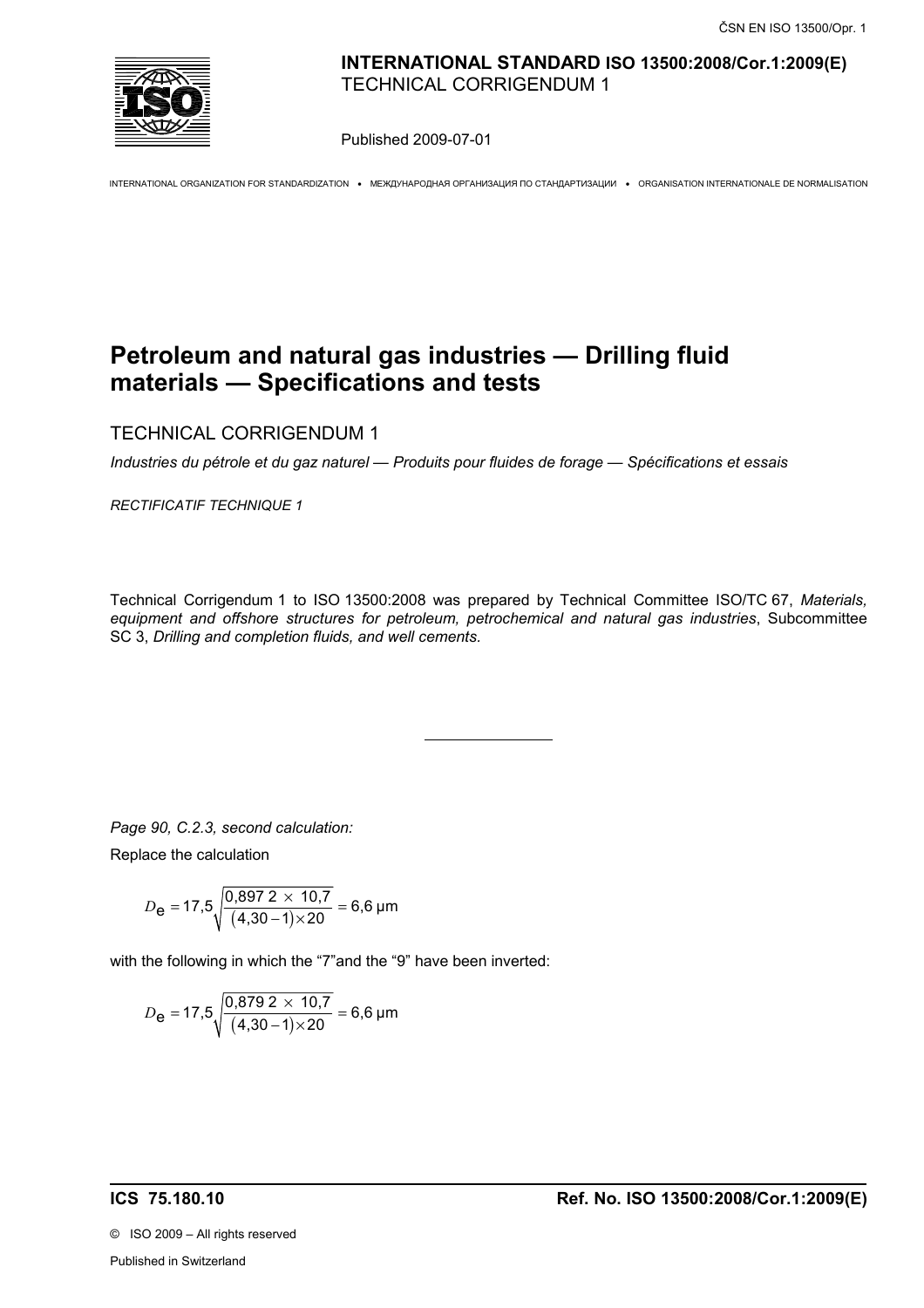**INTERNATIONAL STANDARD ISO 13500:2008/Cor.1:2009(E)**
TECHNICAL CORRIGENDUM 1

Published 2009-07-01

INTERNATIONAL ORGANIZATION FOR STANDARDIZATION • МЕЖДУНАРОДНАЯ ОРГАНИЗАЦИЯ ПО СТАНДАРТИЗАЦИИ • ORGANISATION INTERNATIONALE DE NORMALISATION

# Petroleum and natural gas industries — Drilling fluid materials — Specifications and tests

TECHNICAL CORRIGENDUM 1

*Industries du pétrole et du gaz naturel — Produits pour fluides de forage — Spécifications et essais*

*RECTIFICATIF TECHNIQUE 1*

Technical Corrigendum 1 to ISO 13500:2008 was prepared by Technical Committee ISO/TC 67, *Materials, equipment and offshore structures for petroleum, petrochemical and natural gas industries*, Subcommittee SC 3, *Drilling and completion fluids, and well cements.*

---

*Page 90, C.2.3, second calculation:*

Replace the calculation

$$D_e = 17{,}5\sqrt{\frac{0{,}897\,2 \times 10{,}7}{(4{,}30-1)\times 20}} = 6{,}6\ \mu\text{m}$$

with the following in which the "7"and the "9" have been inverted:

$$D_e = 17{,}5\sqrt{\frac{0{,}879\,2 \times 10{,}7}{(4{,}30-1)\times 20}} = 6{,}6\ \mu\text{m}$$

**ICS 75.180.10** **Ref. No. ISO 13500:2008/Cor.1:2009(E)**

© ISO 2009 – All rights reserved

Published in Switzerland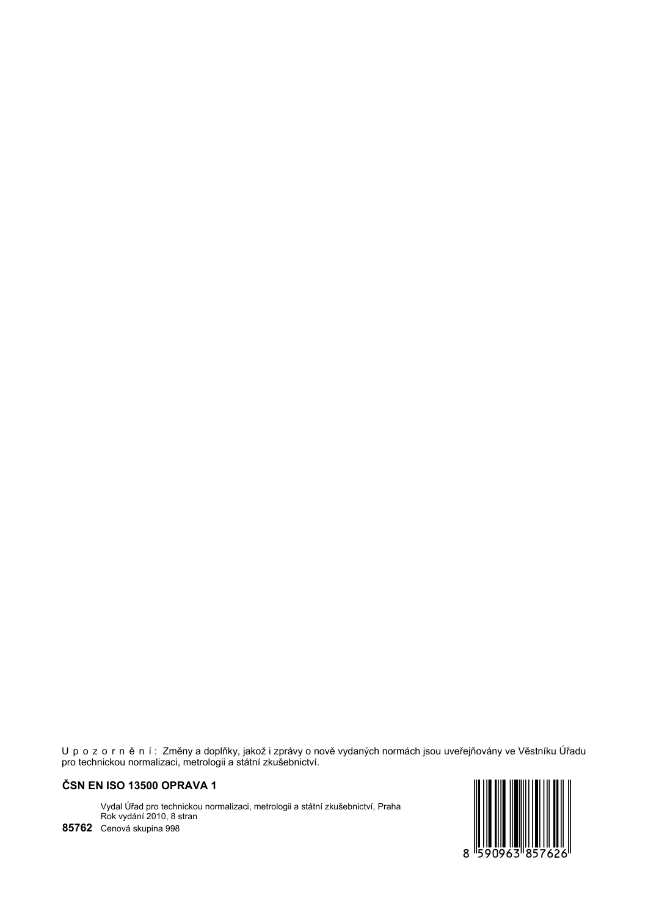U p o z o r n ě n í : Změny a doplňky, jakož i zprávy o nově vydaných normách jsou uveřejňovány ve Věstníku Úřadu pro technickou normalizaci, metrologii a státní zkušebnictví.

**ČSN EN ISO 13500 OPRAVA 1**

Vydal Úřad pro technickou normalizaci, metrologii a státní zkušebnictví, Praha
Rok vydání 2010, 8 stran

**85762** Cenová skupina 998

8 590963 857626